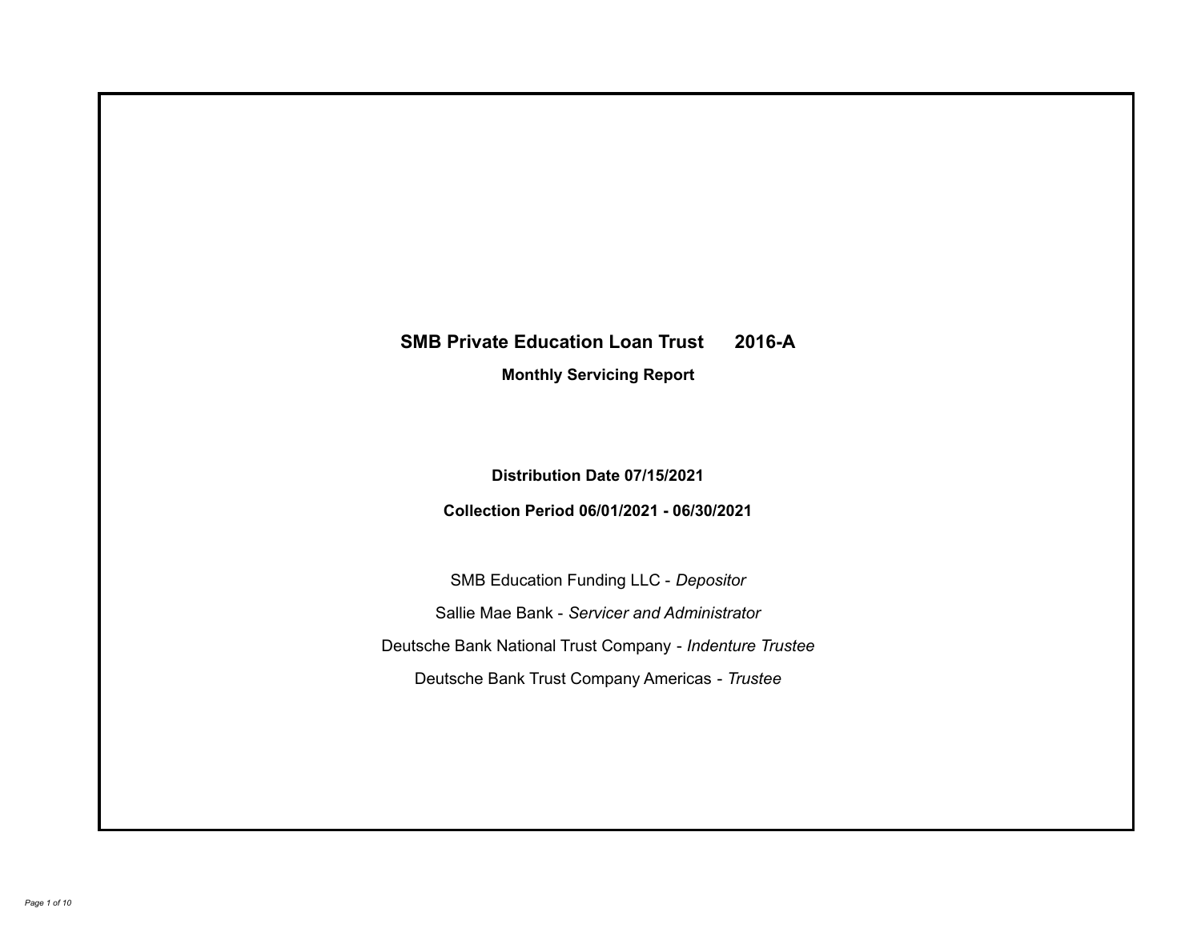# SMB Private Education Loan Trust 2016-A

## Monthly Servicing Report

**Distribution Date 07/15/2021**

**Collection Period 06/01/2021 - 06/30/2021**

SMB Education Funding LLC - *Depositor*

Sallie Mae Bank - *Servicer and Administrator*

Deutsche Bank National Trust Company - *Indenture Trustee*

Deutsche Bank Trust Company Americas - *Trustee*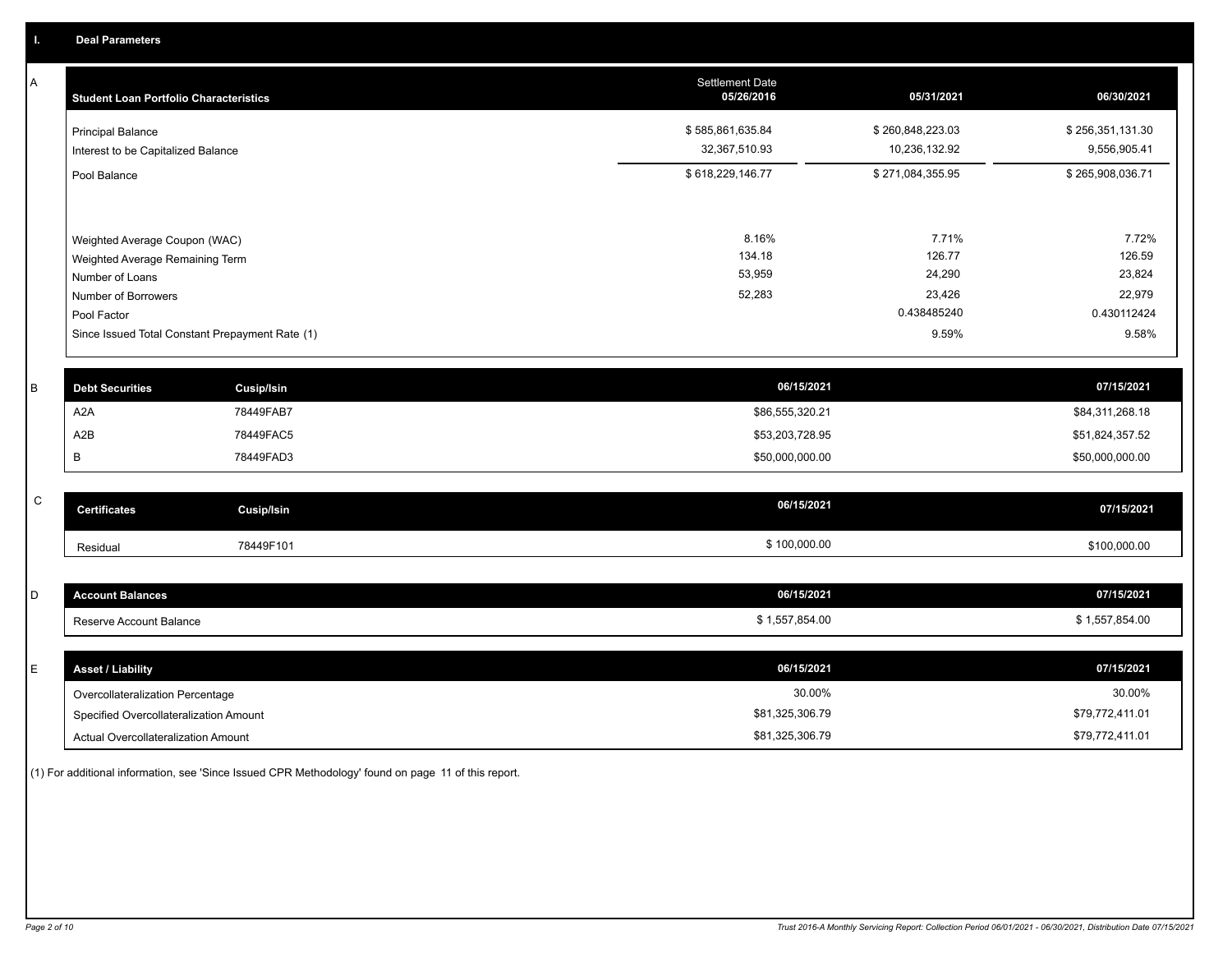## I. Deal Parameters

### A

| Student Loan Portfolio Characteristics | Settlement Date 05/26/2016 | 05/31/2021 | 06/30/2021 |
|---|---|---|---|
| Principal Balance | $ 585,861,635.84 | $ 260,848,223.03 | $ 256,351,131.30 |
| Interest to be Capitalized Balance | 32,367,510.93 | 10,236,132.92 | 9,556,905.41 |
| Pool Balance | $ 618,229,146.77 | $ 271,084,355.95 | $ 265,908,036.71 |
| Weighted Average Coupon (WAC) | 8.16% | 7.71% | 7.72% |
| Weighted Average Remaining Term | 134.18 | 126.77 | 126.59 |
| Number of Loans | 53,959 | 24,290 | 23,824 |
| Number of Borrowers | 52,283 | 23,426 | 22,979 |
| Pool Factor | | 0.438485240 | 0.430112424 |
| Since Issued Total Constant Prepayment Rate (1) | | 9.59% | 9.58% |

### B

| Debt Securities | Cusip/Isin | 06/15/2021 | 07/15/2021 |
|---|---|---|---|
| A2A | 78449FAB7 | $86,555,320.21 | $84,311,268.18 |
| A2B | 78449FAC5 | $53,203,728.95 | $51,824,357.52 |
| B | 78449FAD3 | $50,000,000.00 | $50,000,000.00 |

### C

| Certificates | Cusip/Isin | 06/15/2021 | 07/15/2021 |
|---|---|---|---|
| Residual | 78449F101 | $ 100,000.00 | $100,000.00 |

### D

| Account Balances | 06/15/2021 | 07/15/2021 |
|---|---|---|
| Reserve Account Balance | $ 1,557,854.00 | $ 1,557,854.00 |

### E

| Asset / Liability | 06/15/2021 | 07/15/2021 |
|---|---|---|
| Overcollateralization Percentage | 30.00% | 30.00% |
| Specified Overcollateralization Amount | $81,325,306.79 | $79,772,411.01 |
| Actual Overcollateralization Amount | $81,325,306.79 | $79,772,411.01 |

(1) For additional information, see 'Since Issued CPR Methodology' found on page 11 of this report.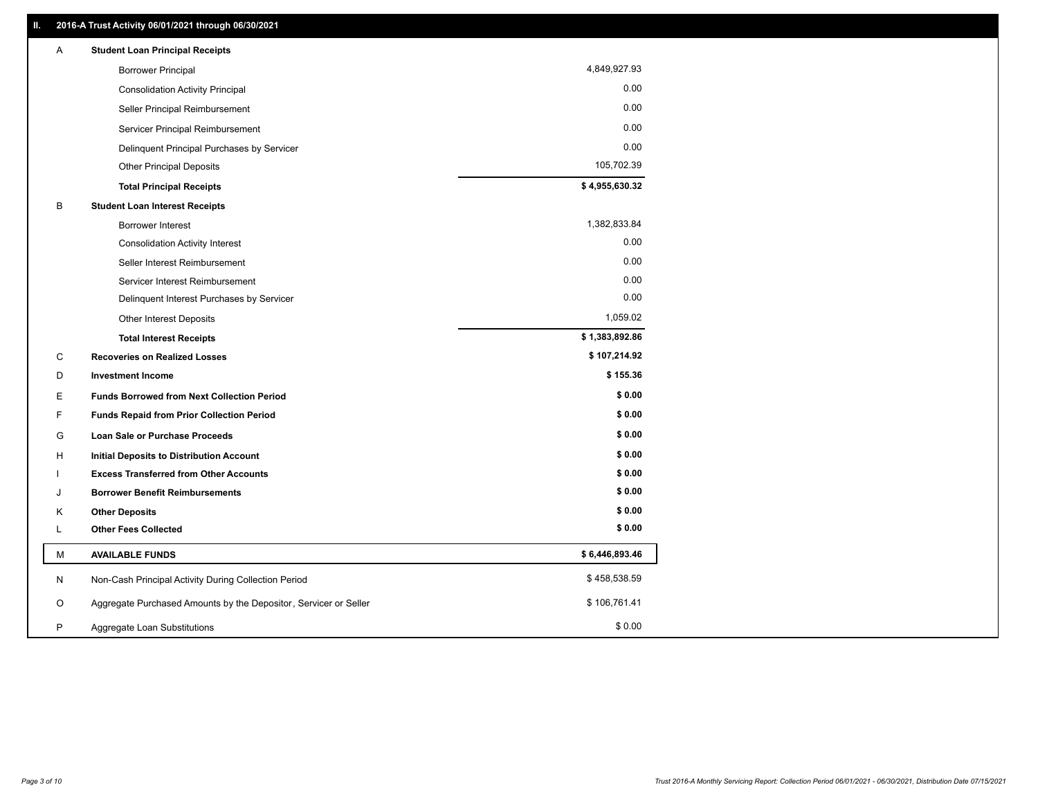## II. 2016-A Trust Activity 06/01/2021 through 06/30/2021

| | | |
|---|---|---|
| A | **Student Loan Principal Receipts** | |
| | Borrower Principal | 4,849,927.93 |
| | Consolidation Activity Principal | 0.00 |
| | Seller Principal Reimbursement | 0.00 |
| | Servicer Principal Reimbursement | 0.00 |
| | Delinquent Principal Purchases by Servicer | 0.00 |
| | Other Principal Deposits | 105,702.39 |
| | **Total Principal Receipts** | **$ 4,955,630.32** |
| B | **Student Loan Interest Receipts** | |
| | Borrower Interest | 1,382,833.84 |
| | Consolidation Activity Interest | 0.00 |
| | Seller Interest Reimbursement | 0.00 |
| | Servicer Interest Reimbursement | 0.00 |
| | Delinquent Interest Purchases by Servicer | 0.00 |
| | Other Interest Deposits | 1,059.02 |
| | **Total Interest Receipts** | **$ 1,383,892.86** |
| C | **Recoveries on Realized Losses** | **$ 107,214.92** |
| D | **Investment Income** | **$ 155.36** |
| E | **Funds Borrowed from Next Collection Period** | **$ 0.00** |
| F | **Funds Repaid from Prior Collection Period** | **$ 0.00** |
| G | **Loan Sale or Purchase Proceeds** | **$ 0.00** |
| H | **Initial Deposits to Distribution Account** | **$ 0.00** |
| I | **Excess Transferred from Other Accounts** | **$ 0.00** |
| J | **Borrower Benefit Reimbursements** | **$ 0.00** |
| K | **Other Deposits** | **$ 0.00** |
| L | **Other Fees Collected** | **$ 0.00** |
| M | **AVAILABLE FUNDS** | **$ 6,446,893.46** |
| N | Non-Cash Principal Activity During Collection Period | $ 458,538.59 |
| O | Aggregate Purchased Amounts by the Depositor, Servicer or Seller | $ 106,761.41 |
| P | Aggregate Loan Substitutions | $ 0.00 |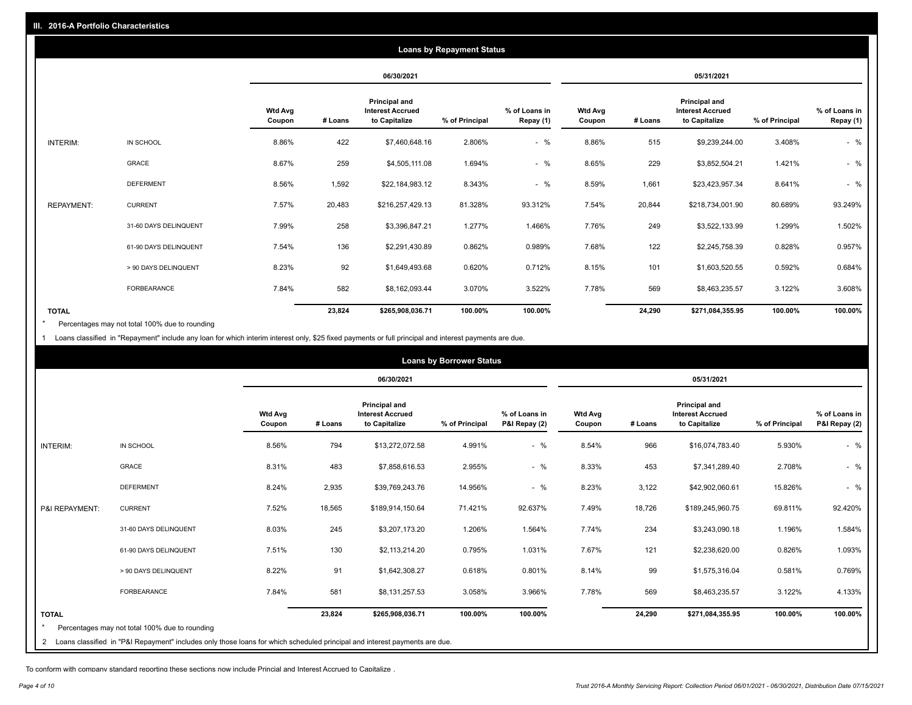## III. 2016-A Portfolio Characteristics

### Loans by Repayment Status

| | | 06/30/2021 | | | | | 05/31/2021 | | | | |
|---|---|---|---|---|---|---|---|---|---|---|---|
| | | Wtd Avg Coupon | # Loans | Principal and Interest Accrued to Capitalize | % of Principal | % of Loans in Repay (1) | Wtd Avg Coupon | # Loans | Principal and Interest Accrued to Capitalize | % of Principal | % of Loans in Repay (1) |
| INTERIM: | IN SCHOOL | 8.86% | 422 | $7,460,648.16 | 2.806% | - % | 8.86% | 515 | $9,239,244.00 | 3.408% | - % |
| | GRACE | 8.67% | 259 | $4,505,111.08 | 1.694% | - % | 8.65% | 229 | $3,852,504.21 | 1.421% | - % |
| | DEFERMENT | 8.56% | 1,592 | $22,184,983.12 | 8.343% | - % | 8.59% | 1,661 | $23,423,957.34 | 8.641% | - % |
| REPAYMENT: | CURRENT | 7.57% | 20,483 | $216,257,429.13 | 81.328% | 93.312% | 7.54% | 20,844 | $218,734,001.90 | 80.689% | 93.249% |
| | 31-60 DAYS DELINQUENT | 7.99% | 258 | $3,396,847.21 | 1.277% | 1.466% | 7.76% | 249 | $3,522,133.99 | 1.299% | 1.502% |
| | 61-90 DAYS DELINQUENT | 7.54% | 136 | $2,291,430.89 | 0.862% | 0.989% | 7.68% | 122 | $2,245,758.39 | 0.828% | 0.957% |
| | > 90 DAYS DELINQUENT | 8.23% | 92 | $1,649,493.68 | 0.620% | 0.712% | 8.15% | 101 | $1,603,520.55 | 0.592% | 0.684% |
| | FORBEARANCE | 7.84% | 582 | $8,162,093.44 | 3.070% | 3.522% | 7.78% | 569 | $8,463,235.57 | 3.122% | 3.608% |
| TOTAL | | | 23,824 | $265,908,036.71 | 100.00% | 100.00% | | 24,290 | $271,084,355.95 | 100.00% | 100.00% |

\* Percentages may not total 100% due to rounding

1 Loans classified in "Repayment" include any loan for which interim interest only, $25 fixed payments or full principal and interest payments are due.

### Loans by Borrower Status

| | | 06/30/2021 | | | | | 05/31/2021 | | | | |
|---|---|---|---|---|---|---|---|---|---|---|---|
| | | Wtd Avg Coupon | # Loans | Principal and Interest Accrued to Capitalize | % of Principal | % of Loans in P&I Repay (2) | Wtd Avg Coupon | # Loans | Principal and Interest Accrued to Capitalize | % of Principal | % of Loans in P&I Repay (2) |
| INTERIM: | IN SCHOOL | 8.56% | 794 | $13,272,072.58 | 4.991% | - % | 8.54% | 966 | $16,074,783.40 | 5.930% | - % |
| | GRACE | 8.31% | 483 | $7,858,616.53 | 2.955% | - % | 8.33% | 453 | $7,341,289.40 | 2.708% | - % |
| | DEFERMENT | 8.24% | 2,935 | $39,769,243.76 | 14.956% | - % | 8.23% | 3,122 | $42,902,060.61 | 15.826% | - % |
| P&I REPAYMENT: | CURRENT | 7.52% | 18,565 | $189,914,150.64 | 71.421% | 92.637% | 7.49% | 18,726 | $189,245,960.75 | 69.811% | 92.420% |
| | 31-60 DAYS DELINQUENT | 8.03% | 245 | $3,207,173.20 | 1.206% | 1.564% | 7.74% | 234 | $3,243,090.18 | 1.196% | 1.584% |
| | 61-90 DAYS DELINQUENT | 7.51% | 130 | $2,113,214.20 | 0.795% | 1.031% | 7.67% | 121 | $2,238,620.00 | 0.826% | 1.093% |
| | > 90 DAYS DELINQUENT | 8.22% | 91 | $1,642,308.27 | 0.618% | 0.801% | 8.14% | 99 | $1,575,316.04 | 0.581% | 0.769% |
| | FORBEARANCE | 7.84% | 581 | $8,131,257.53 | 3.058% | 3.966% | 7.78% | 569 | $8,463,235.57 | 3.122% | 4.133% |
| TOTAL | | | 23,824 | $265,908,036.71 | 100.00% | 100.00% | | 24,290 | $271,084,355.95 | 100.00% | 100.00% |

\* Percentages may not total 100% due to rounding

2 Loans classified in "P&I Repayment" includes only those loans for which scheduled principal and interest payments are due.

To conform with company standard reporting these sections now include Princial and Interest Accrued to Capitalize .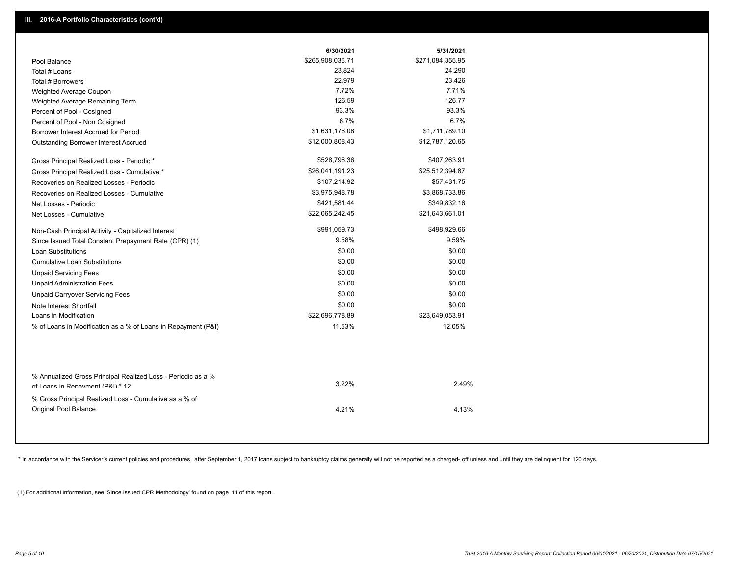## III. 2016-A Portfolio Characteristics (cont'd)

| | 6/30/2021 | 5/31/2021 |
|---|---|---|
| Pool Balance | $265,908,036.71 | $271,084,355.95 |
| Total # Loans | 23,824 | 24,290 |
| Total # Borrowers | 22,979 | 23,426 |
| Weighted Average Coupon | 7.72% | 7.71% |
| Weighted Average Remaining Term | 126.59 | 126.77 |
| Percent of Pool - Cosigned | 93.3% | 93.3% |
| Percent of Pool - Non Cosigned | 6.7% | 6.7% |
| Borrower Interest Accrued for Period | $1,631,176.08 | $1,711,789.10 |
| Outstanding Borrower Interest Accrued | $12,000,808.43 | $12,787,120.65 |
| Gross Principal Realized Loss - Periodic * | $528,796.36 | $407,263.91 |
| Gross Principal Realized Loss - Cumulative * | $26,041,191.23 | $25,512,394.87 |
| Recoveries on Realized Losses - Periodic | $107,214.92 | $57,431.75 |
| Recoveries on Realized Losses - Cumulative | $3,975,948.78 | $3,868,733.86 |
| Net Losses - Periodic | $421,581.44 | $349,832.16 |
| Net Losses - Cumulative | $22,065,242.45 | $21,643,661.01 |
| Non-Cash Principal Activity - Capitalized Interest | $991,059.73 | $498,929.66 |
| Since Issued Total Constant Prepayment Rate (CPR) (1) | 9.58% | 9.59% |
| Loan Substitutions | $0.00 | $0.00 |
| Cumulative Loan Substitutions | $0.00 | $0.00 |
| Unpaid Servicing Fees | $0.00 | $0.00 |
| Unpaid Administration Fees | $0.00 | $0.00 |
| Unpaid Carryover Servicing Fees | $0.00 | $0.00 |
| Note Interest Shortfall | $0.00 | $0.00 |
| Loans in Modification | $22,696,778.89 | $23,649,053.91 |
| % of Loans in Modification as a % of Loans in Repayment (P&I) | 11.53% | 12.05% |
| % Annualized Gross Principal Realized Loss - Periodic as a % of Loans in Repayment (P&I) * 12 | 3.22% | 2.49% |
| % Gross Principal Realized Loss - Cumulative as a % of Original Pool Balance | 4.21% | 4.13% |

* In accordance with the Servicer's current policies and procedures , after September 1, 2017 loans subject to bankruptcy claims generally will not be reported as a charged- off unless and until they are delinquent for 120 days.

(1) For additional information, see 'Since Issued CPR Methodology' found on page 11 of this report.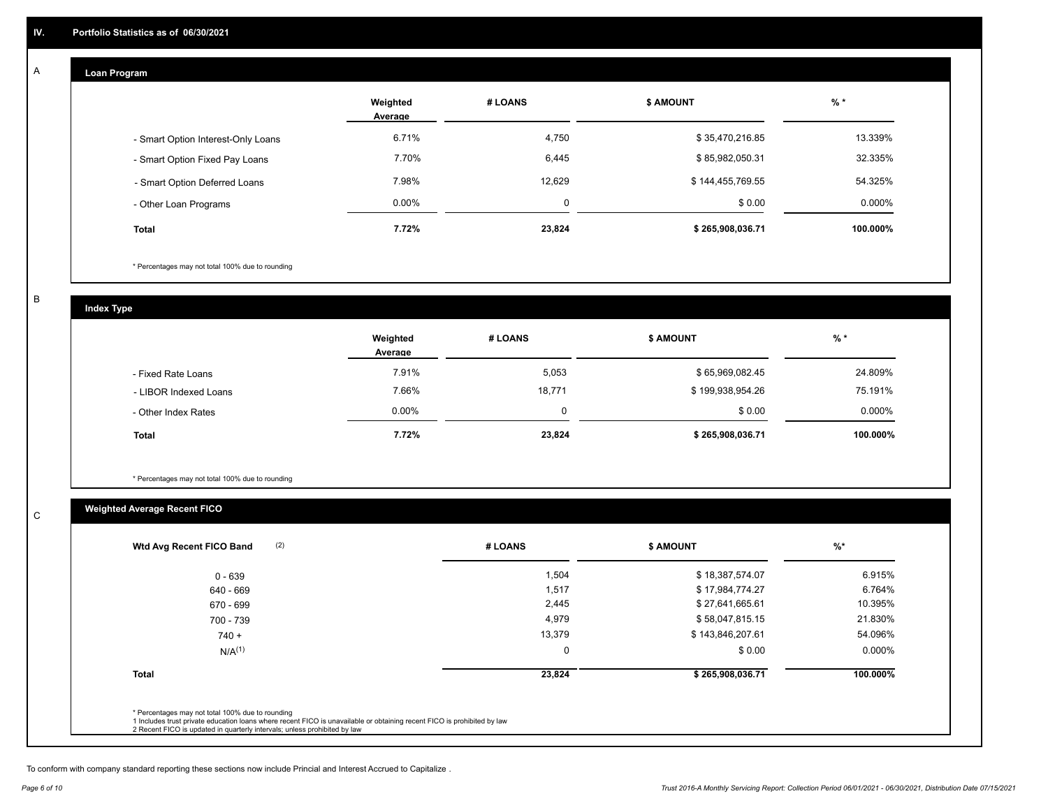## IV. Portfolio Statistics as of 06/30/2021

### A

#### Loan Program

| | Weighted Average | # LOANS | $ AMOUNT | % * |
|---|---|---|---|---|
| - Smart Option Interest-Only Loans | 6.71% | 4,750 | $ 35,470,216.85 | 13.339% |
| - Smart Option Fixed Pay Loans | 7.70% | 6,445 | $ 85,982,050.31 | 32.335% |
| - Smart Option Deferred Loans | 7.98% | 12,629 | $ 144,455,769.55 | 54.325% |
| - Other Loan Programs | 0.00% | 0 | $ 0.00 | 0.000% |
| **Total** | **7.72%** | **23,824** | **$ 265,908,036.71** | **100.000%** |

* Percentages may not total 100% due to rounding

### B

#### Index Type

| | Weighted Average | # LOANS | $ AMOUNT | % * |
|---|---|---|---|---|
| - Fixed Rate Loans | 7.91% | 5,053 | $ 65,969,082.45 | 24.809% |
| - LIBOR Indexed Loans | 7.66% | 18,771 | $ 199,938,954.26 | 75.191% |
| - Other Index Rates | 0.00% | 0 | $ 0.00 | 0.000% |
| **Total** | **7.72%** | **23,824** | **$ 265,908,036.71** | **100.000%** |

* Percentages may not total 100% due to rounding

### C

#### Weighted Average Recent FICO

| Wtd Avg Recent FICO Band (2) | # LOANS | $ AMOUNT | %* |
|---|---|---|---|
| 0 - 639 | 1,504 | $ 18,387,574.07 | 6.915% |
| 640 - 669 | 1,517 | $ 17,984,774.27 | 6.764% |
| 670 - 699 | 2,445 | $ 27,641,665.61 | 10.395% |
| 700 - 739 | 4,979 | $ 58,047,815.15 | 21.830% |
| 740 + | 13,379 | $ 143,846,207.61 | 54.096% |
| N/A(1) | 0 | $ 0.00 | 0.000% |
| **Total** | **23,824** | **$ 265,908,036.71** | **100.000%** |

* Percentages may not total 100% due to rounding
1 Includes trust private education loans where recent FICO is unavailable or obtaining recent FICO is prohibited by law
2 Recent FICO is updated in quarterly intervals; unless prohibited by law

To conform with company standard reporting these sections now include Princial and Interest Accrued to Capitalize .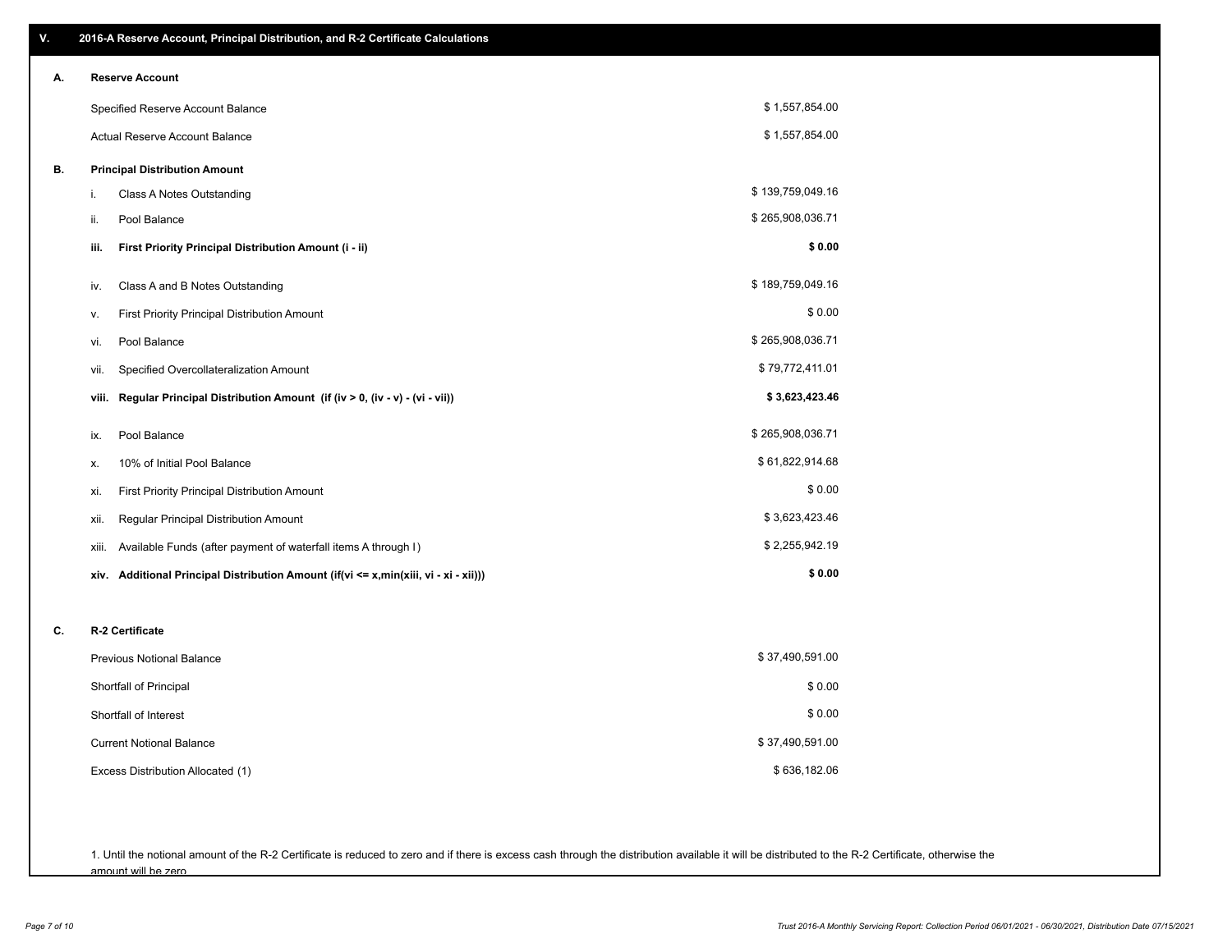## V. 2016-A Reserve Account, Principal Distribution, and R-2 Certificate Calculations

### A. Reserve Account

| | |
|---|---|
| Specified Reserve Account Balance | $ 1,557,854.00 |
| Actual Reserve Account Balance | $ 1,557,854.00 |

### B. Principal Distribution Amount

| | | |
|---|---|---|
| i. | Class A Notes Outstanding | $ 139,759,049.16 |
| ii. | Pool Balance | $ 265,908,036.71 |
| **iii.** | **First Priority Principal Distribution Amount (i - ii)** | **$ 0.00** |
| iv. | Class A and B Notes Outstanding | $ 189,759,049.16 |
| v. | First Priority Principal Distribution Amount | $ 0.00 |
| vi. | Pool Balance | $ 265,908,036.71 |
| vii. | Specified Overcollateralization Amount | $ 79,772,411.01 |
| **viii.** | **Regular Principal Distribution Amount (if (iv > 0, (iv - v) - (vi - vii))** | **$ 3,623,423.46** |
| ix. | Pool Balance | $ 265,908,036.71 |
| x. | 10% of Initial Pool Balance | $ 61,822,914.68 |
| xi. | First Priority Principal Distribution Amount | $ 0.00 |
| xii. | Regular Principal Distribution Amount | $ 3,623,423.46 |
| xiii. | Available Funds (after payment of waterfall items A through I) | $ 2,255,942.19 |
| **xiv.** | **Additional Principal Distribution Amount (if(vi <= x,min(xiii, vi - xi - xii)))** | **$ 0.00** |

### C. R-2 Certificate

| | |
|---|---|
| Previous Notional Balance | $ 37,490,591.00 |
| Shortfall of Principal | $ 0.00 |
| Shortfall of Interest | $ 0.00 |
| Current Notional Balance | $ 37,490,591.00 |
| Excess Distribution Allocated (1) | $ 636,182.06 |

1. Until the notional amount of the R-2 Certificate is reduced to zero and if there is excess cash through the distribution available it will be distributed to the R-2 Certificate, otherwise the amount will be zero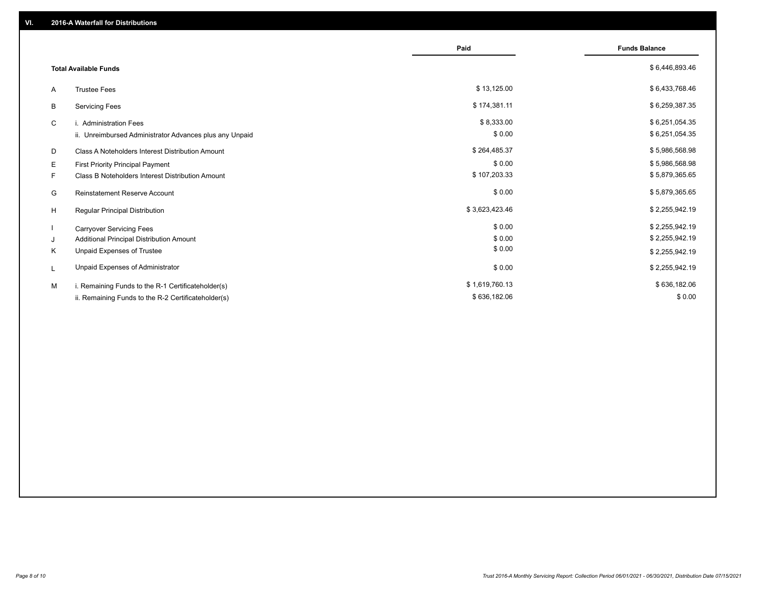## VI. 2016-A Waterfall for Distributions

| | | Paid | Funds Balance |
|---|---|---|---|
| | **Total Available Funds** | | $ 6,446,893.46 |
| A | Trustee Fees | $ 13,125.00 | $ 6,433,768.46 |
| B | Servicing Fees | $ 174,381.11 | $ 6,259,387.35 |
| C | i. Administration Fees | $ 8,333.00 | $ 6,251,054.35 |
| | ii. Unreimbursed Administrator Advances plus any Unpaid | $ 0.00 | $ 6,251,054.35 |
| D | Class A Noteholders Interest Distribution Amount | $ 264,485.37 | $ 5,986,568.98 |
| E | First Priority Principal Payment | $ 0.00 | $ 5,986,568.98 |
| F | Class B Noteholders Interest Distribution Amount | $ 107,203.33 | $ 5,879,365.65 |
| G | Reinstatement Reserve Account | $ 0.00 | $ 5,879,365.65 |
| H | Regular Principal Distribution | $ 3,623,423.46 | $ 2,255,942.19 |
| I | Carryover Servicing Fees | $ 0.00 | $ 2,255,942.19 |
| J | Additional Principal Distribution Amount | $ 0.00 | $ 2,255,942.19 |
| K | Unpaid Expenses of Trustee | $ 0.00 | $ 2,255,942.19 |
| L | Unpaid Expenses of Administrator | $ 0.00 | $ 2,255,942.19 |
| M | i. Remaining Funds to the R-1 Certificateholder(s) | $ 1,619,760.13 | $ 636,182.06 |
| | ii. Remaining Funds to the R-2 Certificateholder(s) | $ 636,182.06 | $ 0.00 |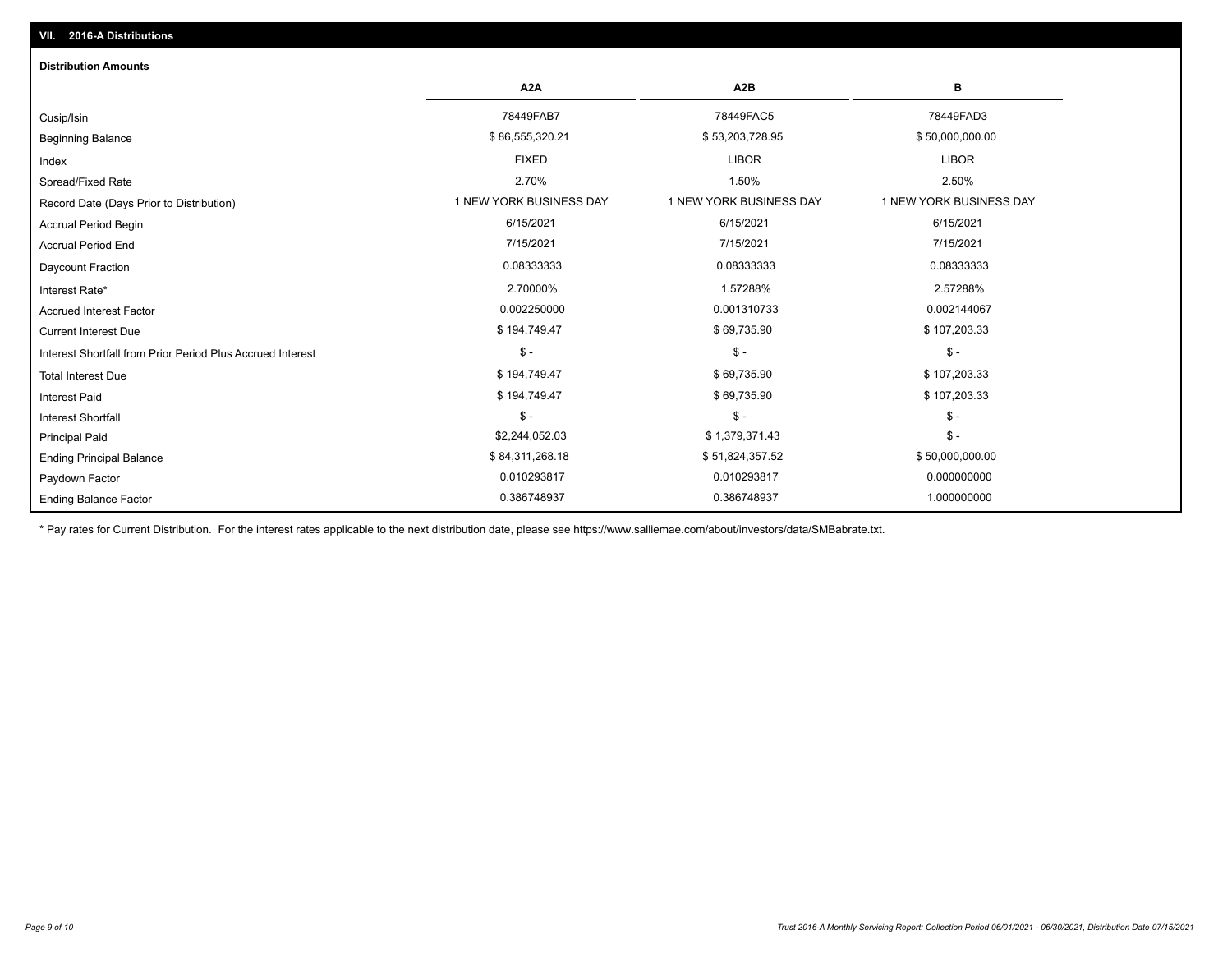## VII. 2016-A Distributions

### Distribution Amounts

| | A2A | A2B | B |
|---|---|---|---|
| Cusip/Isin | 78449FAB7 | 78449FAC5 | 78449FAD3 |
| Beginning Balance | $ 86,555,320.21 | $ 53,203,728.95 | $ 50,000,000.00 |
| Index | FIXED | LIBOR | LIBOR |
| Spread/Fixed Rate | 2.70% | 1.50% | 2.50% |
| Record Date (Days Prior to Distribution) | 1 NEW YORK BUSINESS DAY | 1 NEW YORK BUSINESS DAY | 1 NEW YORK BUSINESS DAY |
| Accrual Period Begin | 6/15/2021 | 6/15/2021 | 6/15/2021 |
| Accrual Period End | 7/15/2021 | 7/15/2021 | 7/15/2021 |
| Daycount Fraction | 0.08333333 | 0.08333333 | 0.08333333 |
| Interest Rate* | 2.70000% | 1.57288% | 2.57288% |
| Accrued Interest Factor | 0.002250000 | 0.001310733 | 0.002144067 |
| Current Interest Due | $ 194,749.47 | $ 69,735.90 | $ 107,203.33 |
| Interest Shortfall from Prior Period Plus Accrued Interest | $ - | $ - | $ - |
| Total Interest Due | $ 194,749.47 | $ 69,735.90 | $ 107,203.33 |
| Interest Paid | $ 194,749.47 | $ 69,735.90 | $ 107,203.33 |
| Interest Shortfall | $ - | $ - | $ - |
| Principal Paid | $2,244,052.03 | $ 1,379,371.43 | $ - |
| Ending Principal Balance | $ 84,311,268.18 | $ 51,824,357.52 | $ 50,000,000.00 |
| Paydown Factor | 0.010293817 | 0.010293817 | 0.000000000 |
| Ending Balance Factor | 0.386748937 | 0.386748937 | 1.000000000 |

\* Pay rates for Current Distribution. For the interest rates applicable to the next distribution date, please see https://www.salliemae.com/about/investors/data/SMBabrate.txt.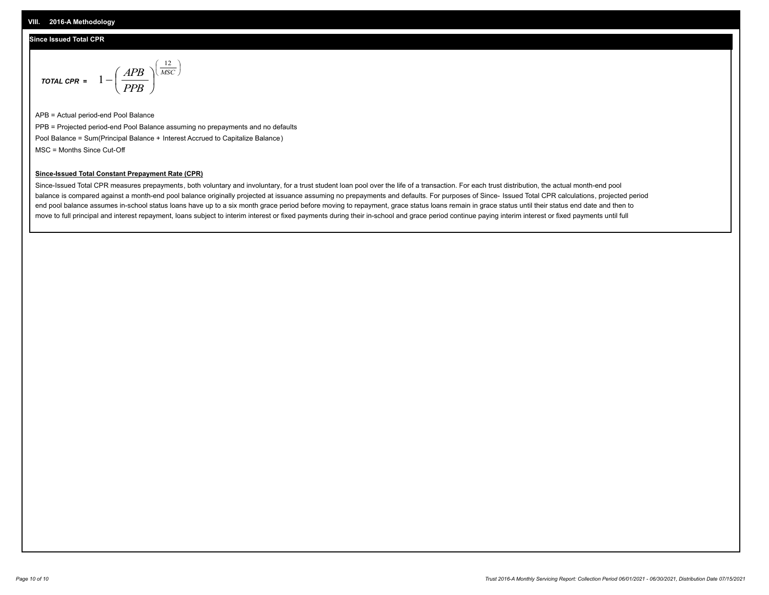## VIII. 2016-A Methodology

### Since Issued Total CPR

$$\textit{TOTAL CPR} = 1 - \left(\frac{APB}{PPB}\right)^{\left(\frac{12}{MSC}\right)}$$

APB = Actual period-end Pool Balance

PPB = Projected period-end Pool Balance assuming no prepayments and no defaults

Pool Balance = Sum(Principal Balance + Interest Accrued to Capitalize Balance)

MSC = Months Since Cut-Off

**Since-Issued Total Constant Prepayment Rate (CPR)**

Since-Issued Total CPR measures prepayments, both voluntary and involuntary, for a trust student loan pool over the life of a transaction. For each trust distribution, the actual month-end pool balance is compared against a month-end pool balance originally projected at issuance assuming no prepayments and defaults. For purposes of Since- Issued Total CPR calculations, projected period end pool balance assumes in-school status loans have up to a six month grace period before moving to repayment, grace status loans remain in grace status until their status end date and then to move to full principal and interest repayment, loans subject to interim interest or fixed payments during their in-school and grace period continue paying interim interest or fixed payments until full